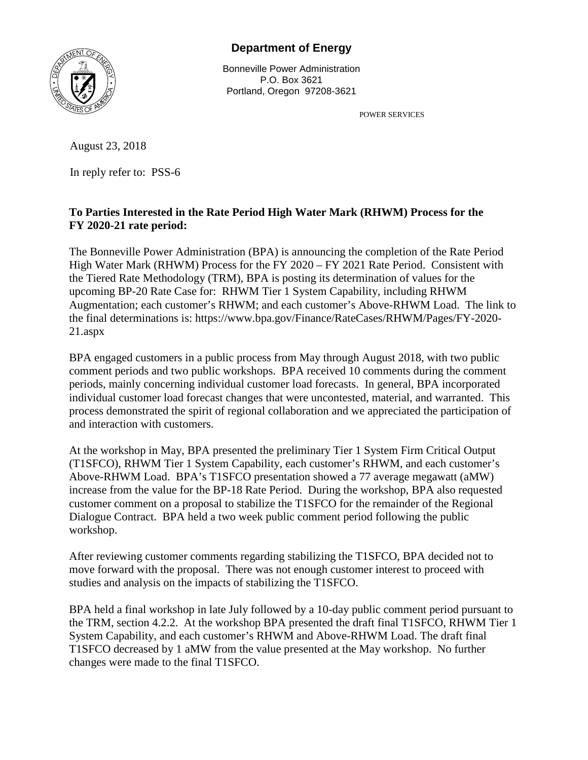**Department of Energy**

Bonneville Power Administration
P.O. Box 3621
Portland, Oregon 97208-3621

POWER SERVICES

August 23, 2018

In reply refer to: PSS-6

**To Parties Interested in the Rate Period High Water Mark (RHWM) Process for the FY 2020-21 rate period:**

The Bonneville Power Administration (BPA) is announcing the completion of the Rate Period High Water Mark (RHWM) Process for the FY 2020 – FY 2021 Rate Period. Consistent with the Tiered Rate Methodology (TRM), BPA is posting its determination of values for the upcoming BP-20 Rate Case for: RHWM Tier 1 System Capability, including RHWM Augmentation; each customer's RHWM; and each customer's Above-RHWM Load. The link to the final determinations is: https://www.bpa.gov/Finance/RateCases/RHWM/Pages/FY-2020-21.aspx

BPA engaged customers in a public process from May through August 2018, with two public comment periods and two public workshops. BPA received 10 comments during the comment periods, mainly concerning individual customer load forecasts. In general, BPA incorporated individual customer load forecast changes that were uncontested, material, and warranted. This process demonstrated the spirit of regional collaboration and we appreciated the participation of and interaction with customers.

At the workshop in May, BPA presented the preliminary Tier 1 System Firm Critical Output (T1SFCO), RHWM Tier 1 System Capability, each customer's RHWM, and each customer's Above-RHWM Load. BPA's T1SFCO presentation showed a 77 average megawatt (aMW) increase from the value for the BP-18 Rate Period. During the workshop, BPA also requested customer comment on a proposal to stabilize the T1SFCO for the remainder of the Regional Dialogue Contract. BPA held a two week public comment period following the public workshop.

After reviewing customer comments regarding stabilizing the T1SFCO, BPA decided not to move forward with the proposal. There was not enough customer interest to proceed with studies and analysis on the impacts of stabilizing the T1SFCO.

BPA held a final workshop in late July followed by a 10-day public comment period pursuant to the TRM, section 4.2.2. At the workshop BPA presented the draft final T1SFCO, RHWM Tier 1 System Capability, and each customer's RHWM and Above-RHWM Load. The draft final T1SFCO decreased by 1 aMW from the value presented at the May workshop. No further changes were made to the final T1SFCO.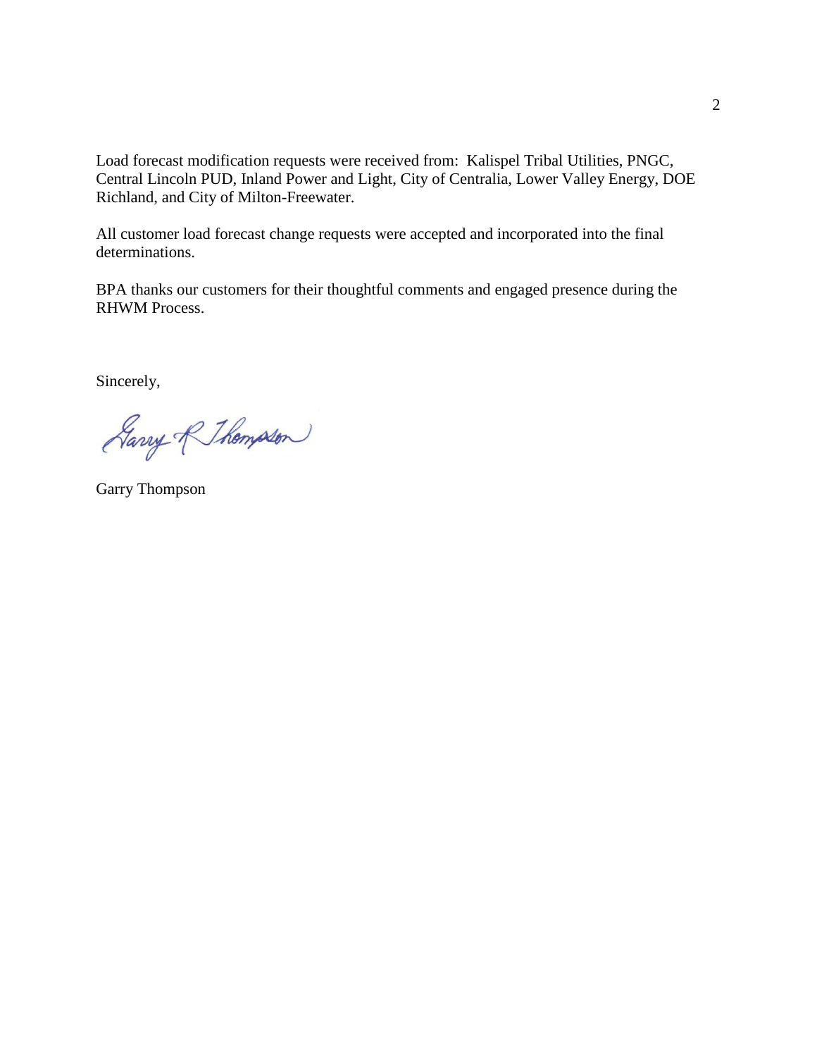Load forecast modification requests were received from: Kalispel Tribal Utilities, PNGC, Central Lincoln PUD, Inland Power and Light, City of Centralia, Lower Valley Energy, DOE Richland, and City of Milton-Freewater.

All customer load forecast change requests were accepted and incorporated into the final determinations.

BPA thanks our customers for their thoughtful comments and engaged presence during the RHWM Process.

Sincerely,

Garry R Thompson

Garry Thompson